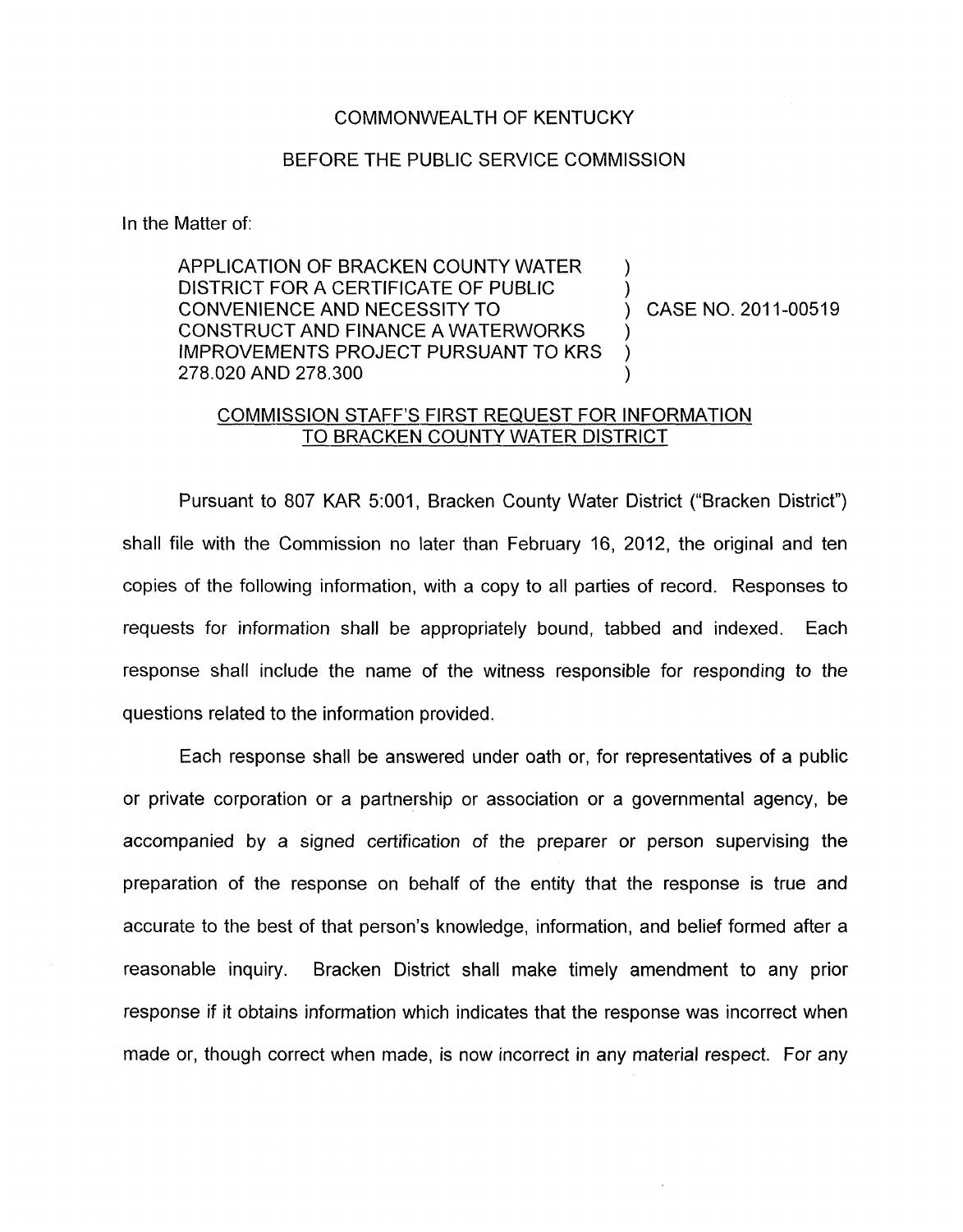COMMONWEALTH OF KENTUCKY

BEFORE THE PUBLIC SERVICE COMMISSION

In the Matter of:

| | | |
|---|---|---|
| APPLICATION OF BRACKEN COUNTY WATER DISTRICT FOR A CERTIFICATE OF PUBLIC CONVENIENCE AND NECESSITY TO CONSTRUCT AND FINANCE A WATERWORKS IMPROVEMENTS PROJECT PURSUANT TO KRS 278.020 AND 278.300 | ) | CASE NO. 2011-00519 |

COMMISSION STAFF'S FIRST REQUEST FOR INFORMATION TO BRACKEN COUNTY WATER DISTRICT

Pursuant to 807 KAR 5:001, Bracken County Water District ("Bracken District") shall file with the Commission no later than February 16, 2012, the original and ten copies of the following information, with a copy to all parties of record. Responses to requests for information shall be appropriately bound, tabbed and indexed. Each response shall include the name of the witness responsible for responding to the questions related to the information provided.

Each response shall be answered under oath or, for representatives of a public or private corporation or a partnership or association or a governmental agency, be accompanied by a signed certification of the preparer or person supervising the preparation of the response on behalf of the entity that the response is true and accurate to the best of that person's knowledge, information, and belief formed after a reasonable inquiry. Bracken District shall make timely amendment to any prior response if it obtains information which indicates that the response was incorrect when made or, though correct when made, is now incorrect in any material respect. For any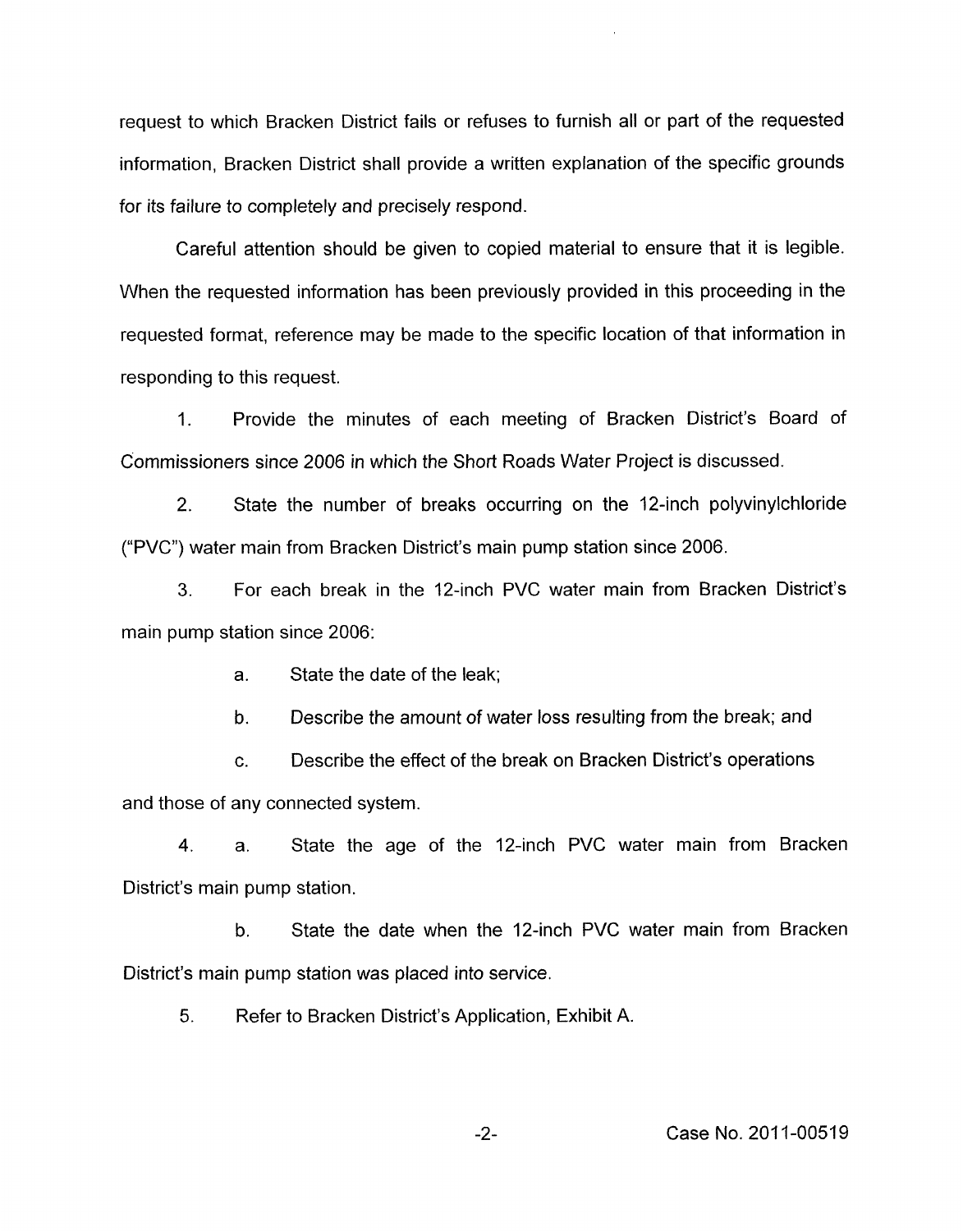request to which Bracken District fails or refuses to furnish all or part of the requested information, Bracken District shall provide a written explanation of the specific grounds for its failure to completely and precisely respond.

Careful attention should be given to copied material to ensure that it is legible. When the requested information has been previously provided in this proceeding in the requested format, reference may be made to the specific location of that information in responding to this request.

1. Provide the minutes of each meeting of Bracken District's Board of Commissioners since 2006 in which the Short Roads Water Project is discussed.

2. State the number of breaks occurring on the 12-inch polyvinylchloride ("PVC") water main from Bracken District's main pump station since 2006.

3. For each break in the 12-inch PVC water main from Bracken District's main pump station since 2006:

   a. State the date of the leak;

   b. Describe the amount of water loss resulting from the break; and

   c. Describe the effect of the break on Bracken District's operations and those of any connected system.

4. a. State the age of the 12-inch PVC water main from Bracken District's main pump station.

   b. State the date when the 12-inch PVC water main from Bracken District's main pump station was placed into service.

5. Refer to Bracken District's Application, Exhibit A.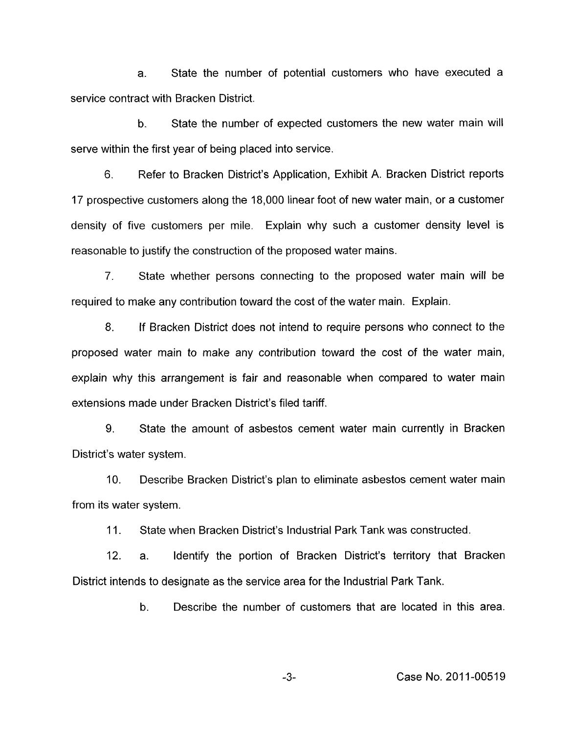a. State the number of potential customers who have executed a service contract with Bracken District.

b. State the number of expected customers the new water main will serve within the first year of being placed into service.

6. Refer to Bracken District's Application, Exhibit A. Bracken District reports 17 prospective customers along the 18,000 linear foot of new water main, or a customer density of five customers per mile. Explain why such a customer density level is reasonable to justify the construction of the proposed water mains.

7. State whether persons connecting to the proposed water main will be required to make any contribution toward the cost of the water main. Explain.

8. If Bracken District does not intend to require persons who connect to the proposed water main to make any contribution toward the cost of the water main, explain why this arrangement is fair and reasonable when compared to water main extensions made under Bracken District's filed tariff.

9. State the amount of asbestos cement water main currently in Bracken District's water system.

10. Describe Bracken District's plan to eliminate asbestos cement water main from its water system.

11. State when Bracken District's Industrial Park Tank was constructed.

12. a. Identify the portion of Bracken District's territory that Bracken District intends to designate as the service area for the Industrial Park Tank.

b. Describe the number of customers that are located in this area.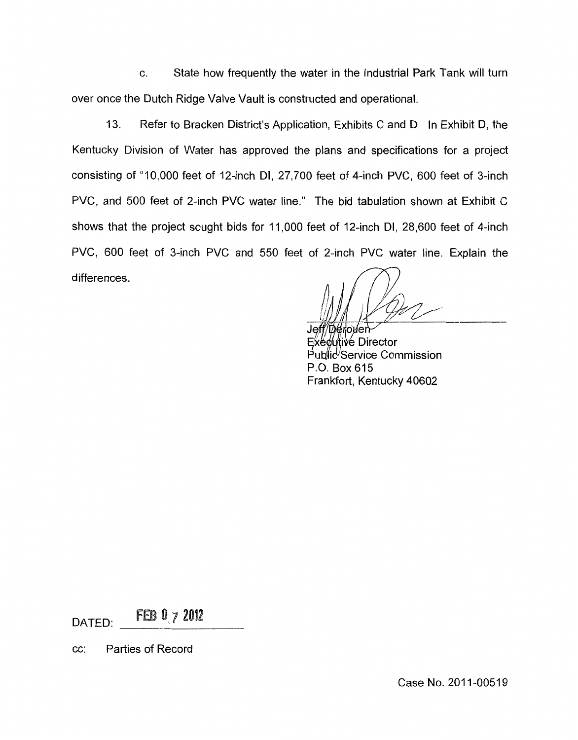c. State how frequently the water in the Industrial Park Tank will turn over once the Dutch Ridge Valve Vault is constructed and operational.

13. Refer to Bracken District's Application, Exhibits C and D. In Exhibit D, the Kentucky Division of Water has approved the plans and specifications for a project consisting of "10,000 feet of 12-inch DI, 27,700 feet of 4-inch PVC, 600 feet of 3-inch PVC, and 500 feet of 2-inch PVC water line." The bid tabulation shown at Exhibit C shows that the project sought bids for 11,000 feet of 12-inch DI, 28,600 feet of 4-inch PVC, 600 feet of 3-inch PVC and 550 feet of 2-inch PVC water line. Explain the differences.

Jeff Derouen
Executive Director
Public Service Commission
P.O. Box 615
Frankfort, Kentucky 40602

DATED: FEB 07 2012

cc: Parties of Record

Case No. 2011-00519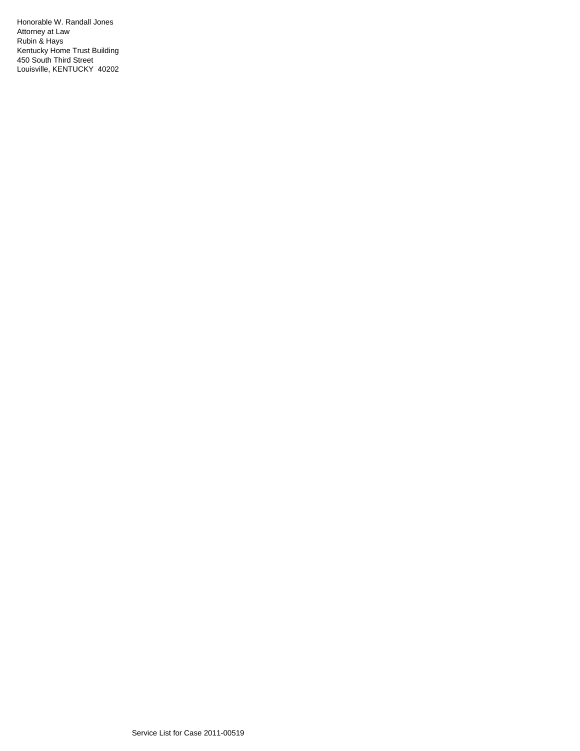Honorable W. Randall Jones
Attorney at Law
Rubin & Hays
Kentucky Home Trust Building
450 South Third Street
Louisville, KENTUCKY  40202